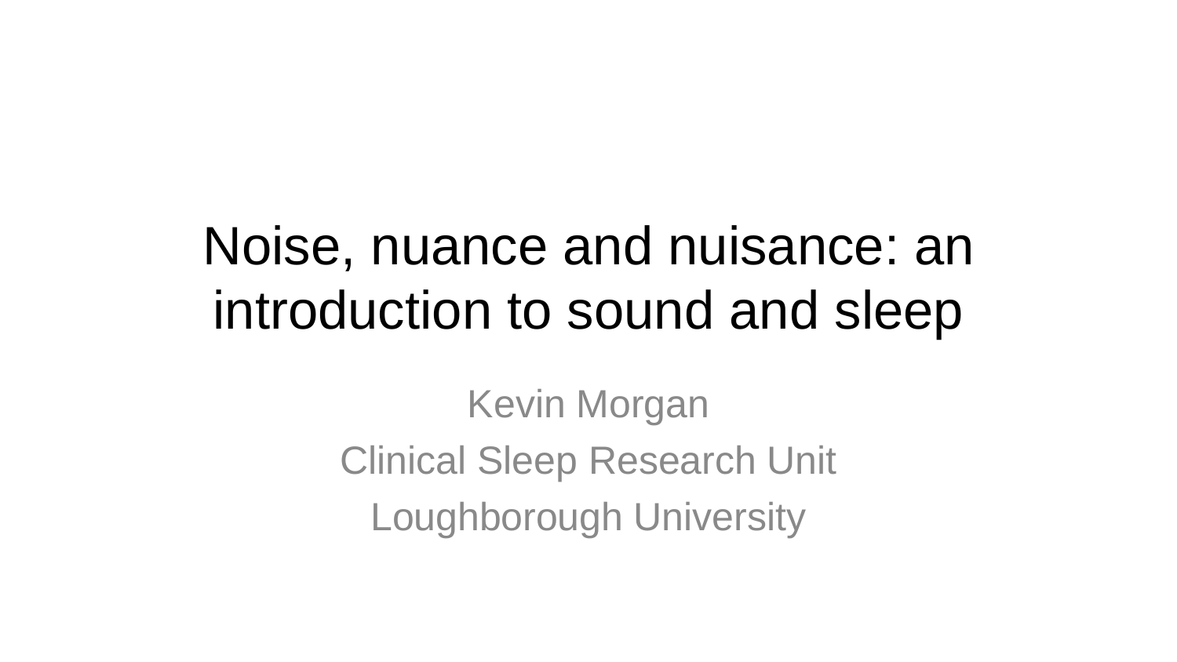# Noise, nuance and nuisance: an introduction to sound and sleep

Kevin Morgan

Clinical Sleep Research Unit

Loughborough University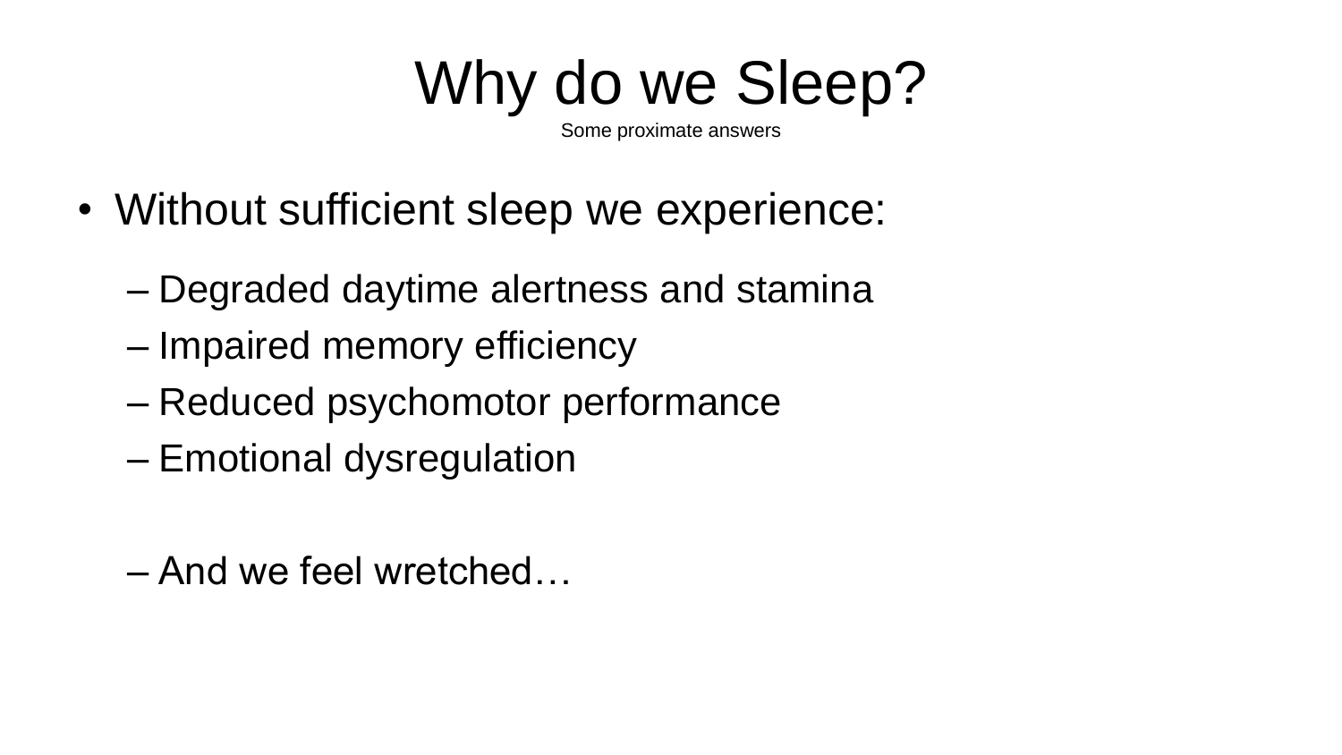# Why do we Sleep?

Some proximate answers

- Without sufficient sleep we experience:
  - Degraded daytime alertness and stamina
  - Impaired memory efficiency
  - Reduced psychomotor performance
  - Emotional dysregulation

  - And we feel wretched…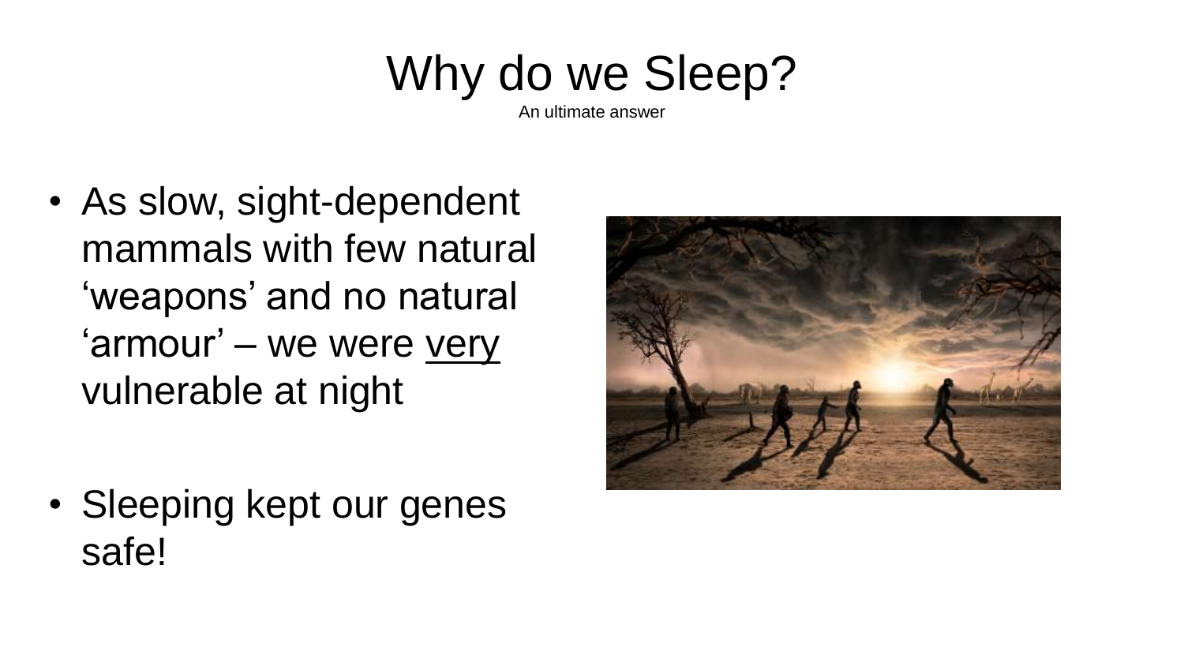# Why do we Sleep?

An ultimate answer

- As slow, sight-dependent mammals with few natural 'weapons' and no natural 'armour' – we were <u>very</u> vulnerable at night

- Sleeping kept our genes safe!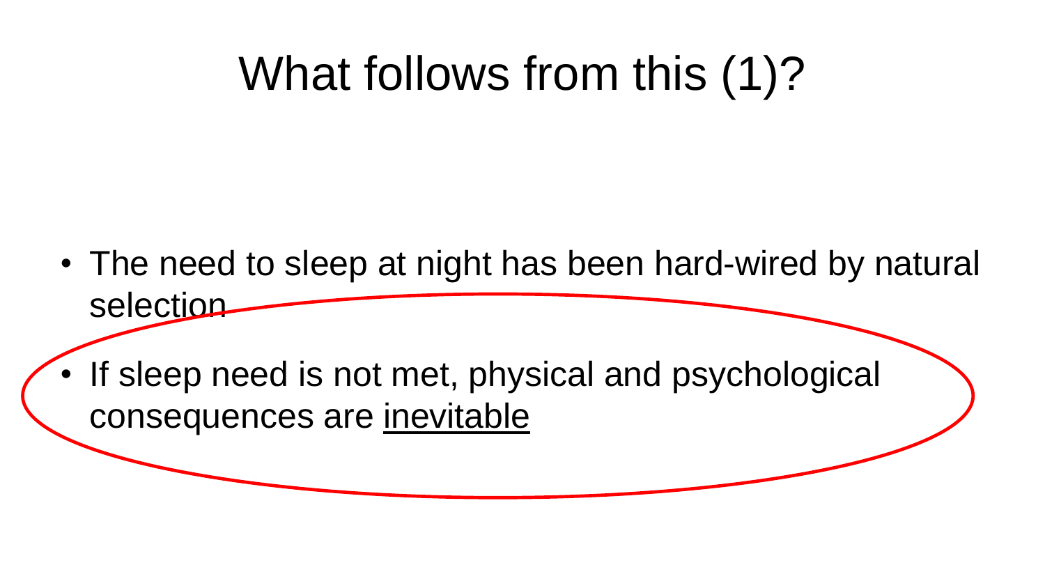# What follows from this (1)?

- The need to sleep at night has been hard-wired by natural selection
- If sleep need is not met, physical and psychological consequences are <u>inevitable</u>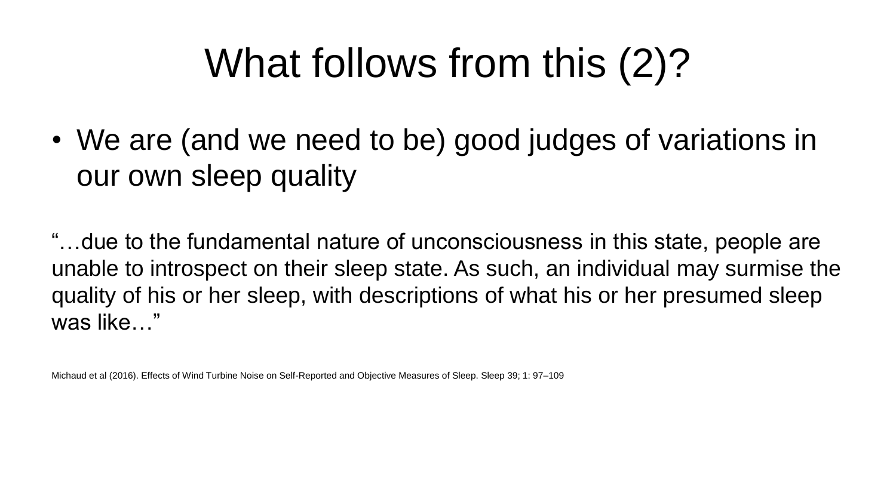# What follows from this (2)?

- We are (and we need to be) good judges of variations in our own sleep quality

"…due to the fundamental nature of unconsciousness in this state, people are unable to introspect on their sleep state. As such, an individual may surmise the quality of his or her sleep, with descriptions of what his or her presumed sleep was like…"

Michaud et al (2016). Effects of Wind Turbine Noise on Self-Reported and Objective Measures of Sleep. Sleep 39; 1: 97–109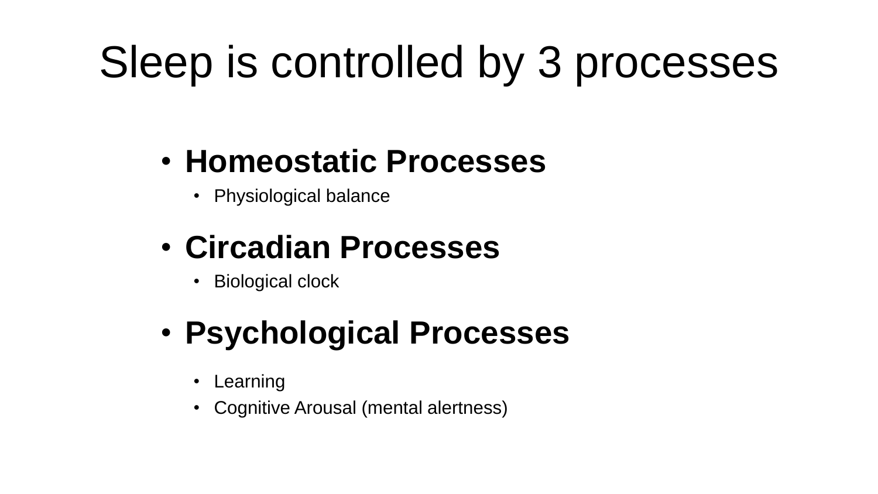# Sleep is controlled by 3 processes

- **Homeostatic Processes**
  - Physiological balance
- **Circadian Processes**
  - Biological clock
- **Psychological Processes**
  - Learning
  - Cognitive Arousal (mental alertness)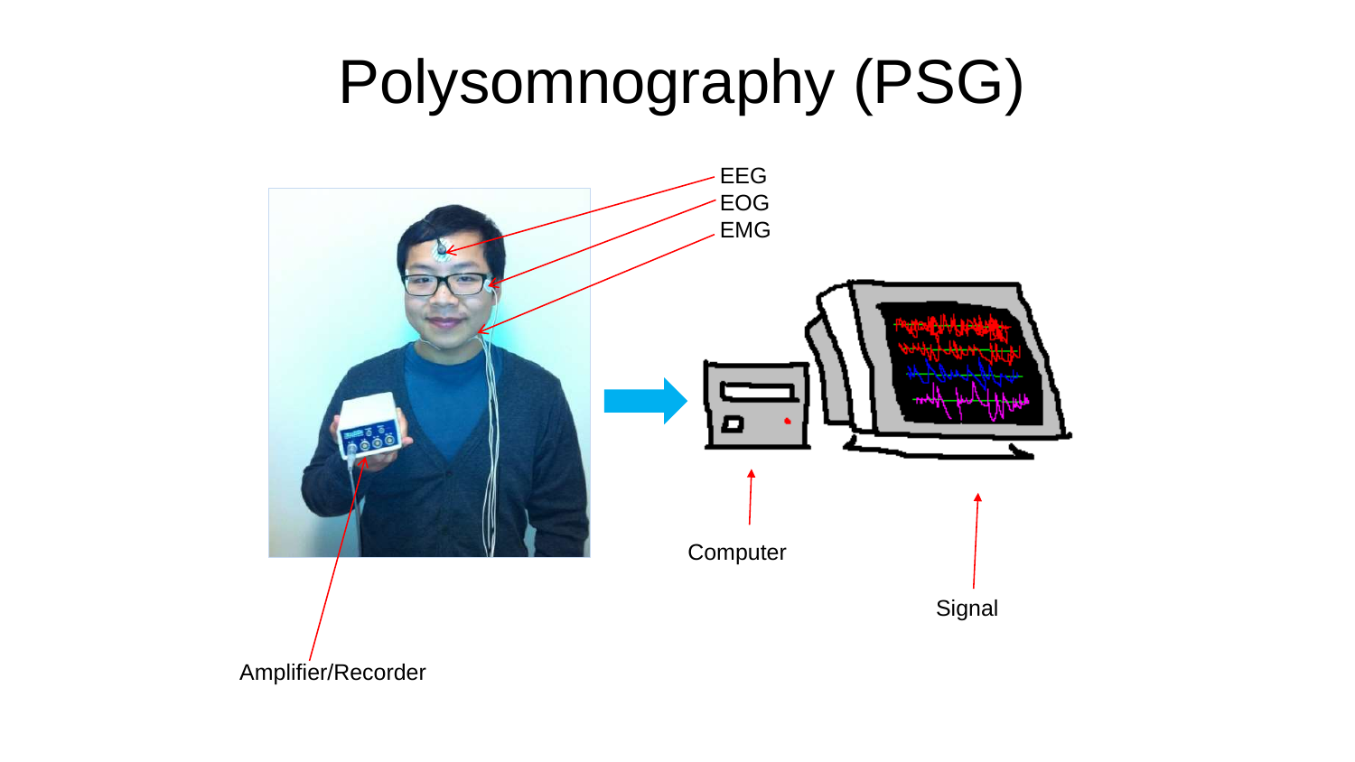# Polysomnography (PSG)

EEG

EOG

EMG

Amplifier/Recorder

Computer

Signal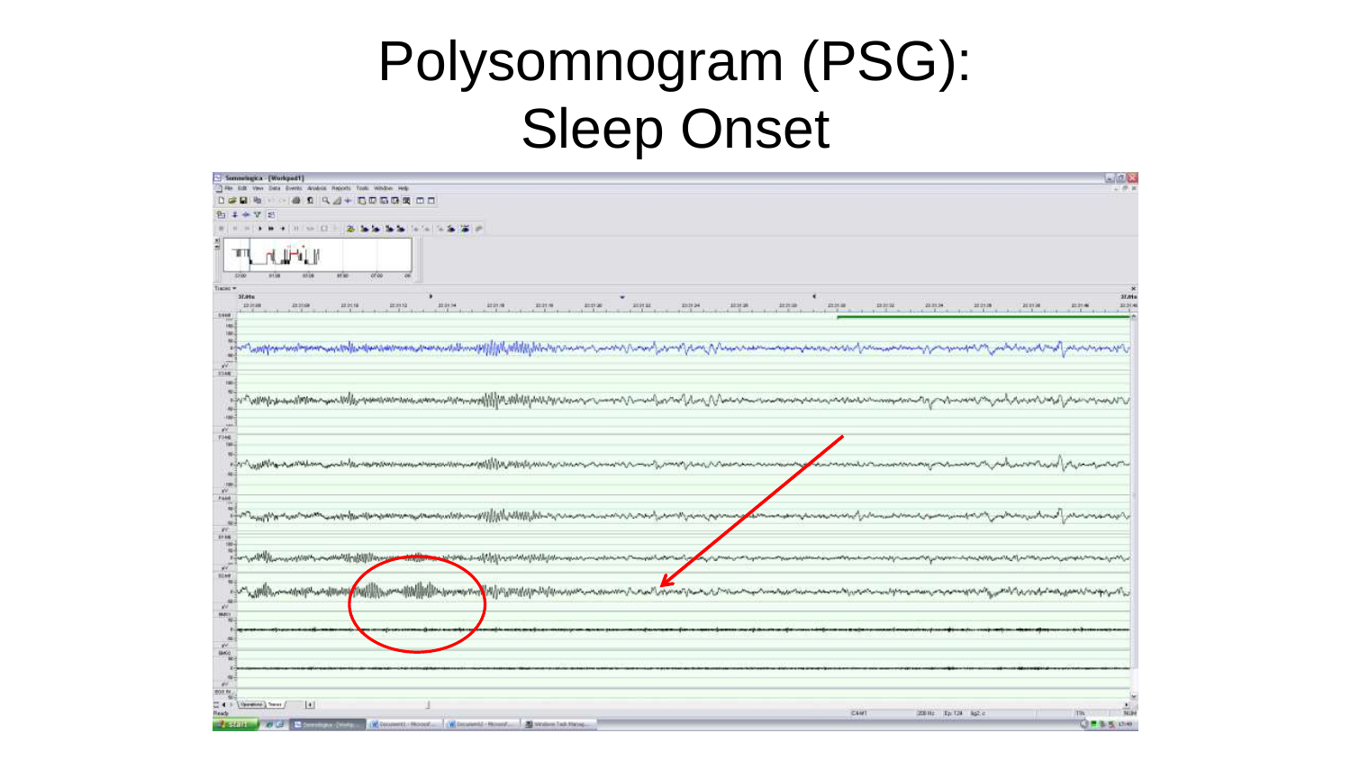# Polysomnogram (PSG): Sleep Onset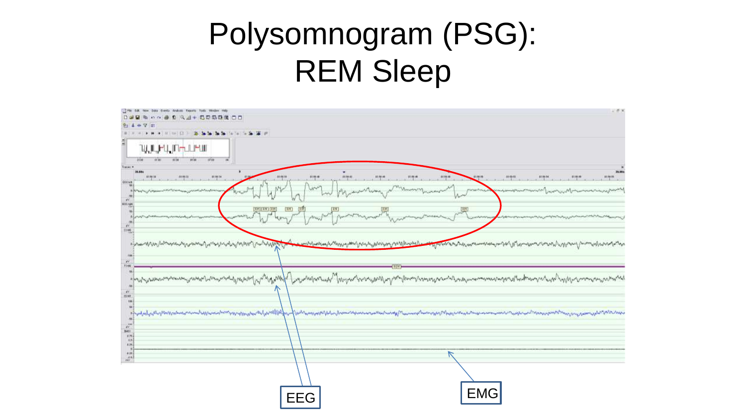# Polysomnogram (PSG): REM Sleep

EEG

EMG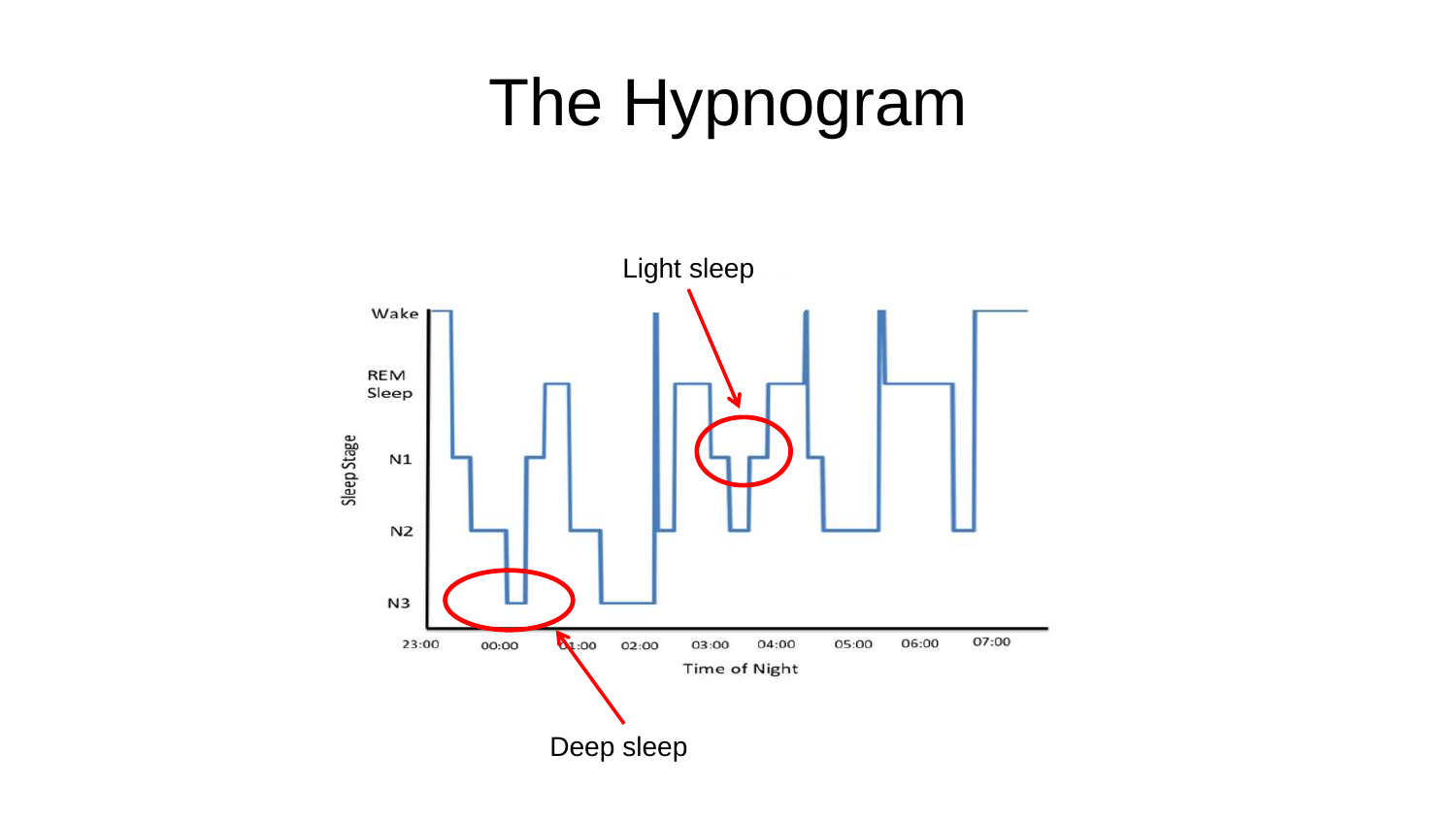# The Hypnogram

Light sleep

Wake

REM Sleep

N1

N2

N3

Sleep Stage

23:00

00:00

01:00

02:00

03:00

04:00

05:00

06:00

07:00

Time of Night

Deep sleep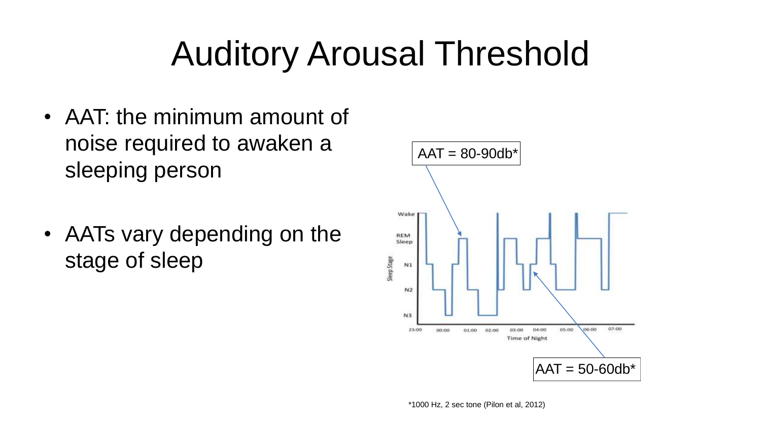# Auditory Arousal Threshold

- AAT: the minimum amount of noise required to awaken a sleeping person
- AATs vary depending on the stage of sleep

AAT = 80-90db*

Wake
REM Sleep
N1
N2
N3
Sleep Stage

23:00 00:00 01:00 02:00 03:00 04:00 05:00 06:00 07:00
Time of Night

AAT = 50-60db*

*1000 Hz, 2 sec tone (Pilon et al, 2012)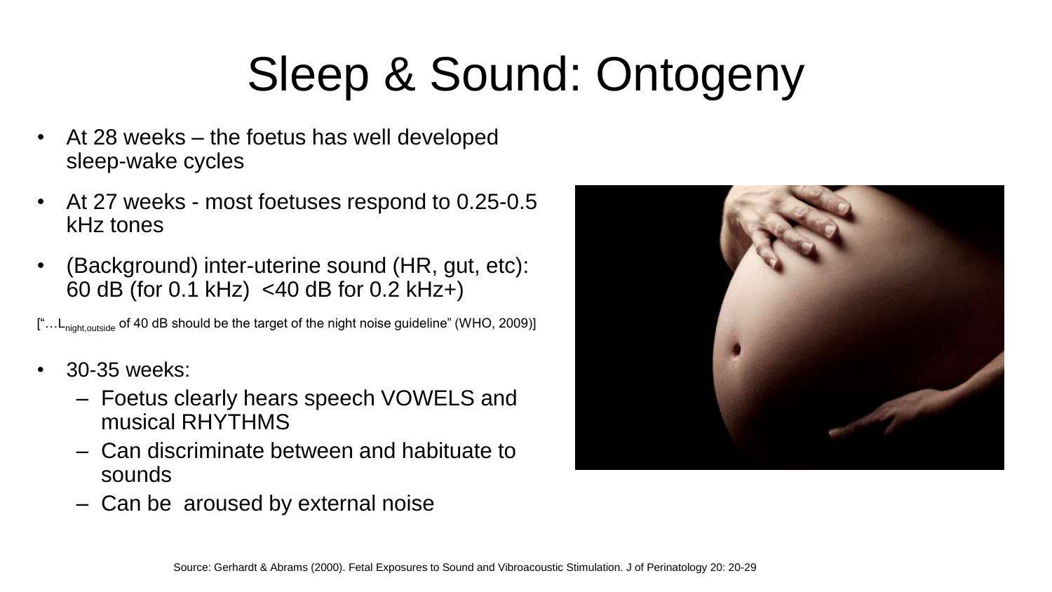# Sleep & Sound: Ontogeny

- At 28 weeks – the foetus has well developed sleep-wake cycles
- At 27 weeks - most foetuses respond to 0.25-0.5 kHz tones
- (Background) inter-uterine sound (HR, gut, etc): 60 dB (for 0.1 kHz) <40 dB for 0.2 kHz+)

[“…$L_{night,outside}$ of 40 dB should be the target of the night noise guideline” (WHO, 2009)]

- 30-35 weeks:
  - Foetus clearly hears speech VOWELS and musical RHYTHMS
  - Can discriminate between and habituate to sounds
  - Can be aroused by external noise

Source: Gerhardt & Abrams (2000). Fetal Exposures to Sound and Vibroacoustic Stimulation. J of Perinatology 20: 20-29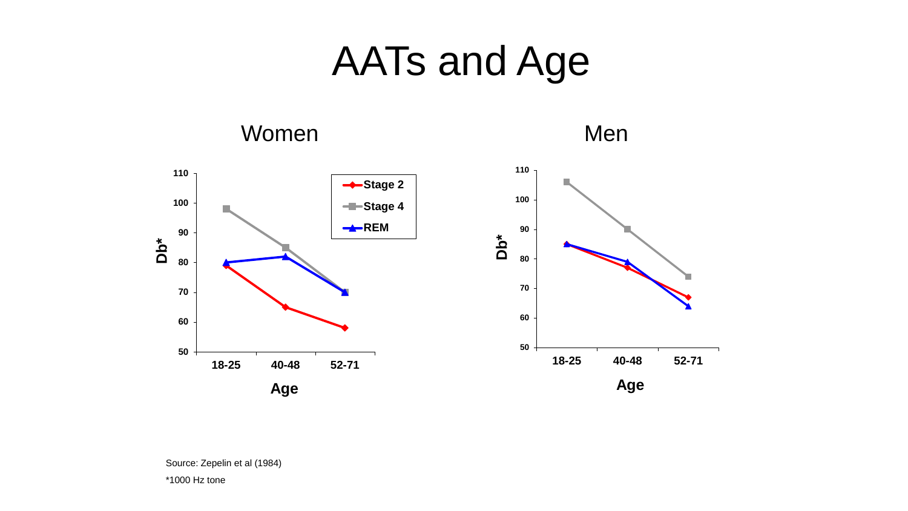# AATs and Age

Women

110
100
90
80
70
60
50

Db*

18-25
40-48
52-71

Age

Stage 2
Stage 4
REM

Men

110
100
90
80
70
60
50

Db*

18-25
40-48
52-71

Age

Source: Zepelin et al (1984)

*1000 Hz tone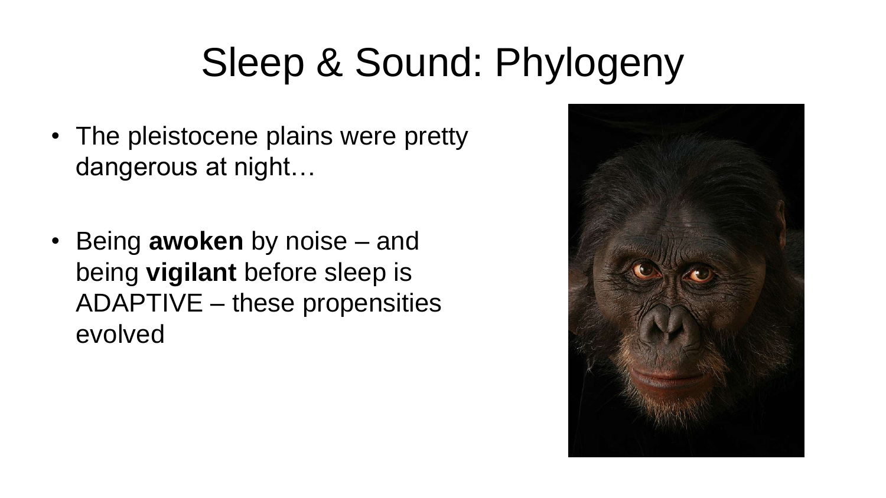# Sleep & Sound: Phylogeny

- The pleistocene plains were pretty dangerous at night…
- Being **awoken** by noise – and being **vigilant** before sleep is ADAPTIVE – these propensities evolved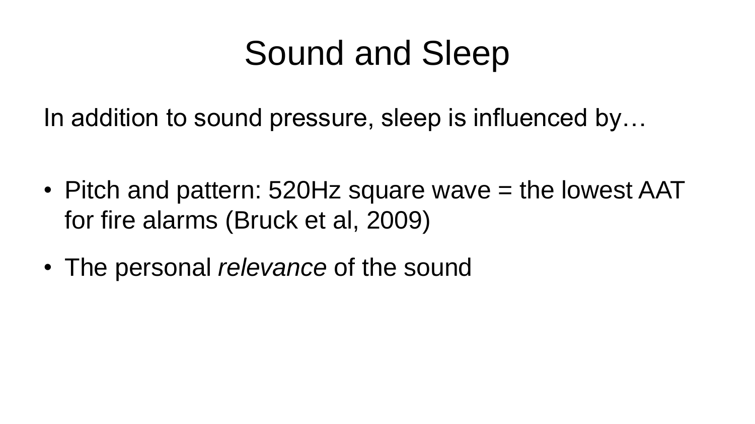# Sound and Sleep

In addition to sound pressure, sleep is influenced by…

- Pitch and pattern: 520Hz square wave = the lowest AAT for fire alarms (Bruck et al, 2009)
- The personal *relevance* of the sound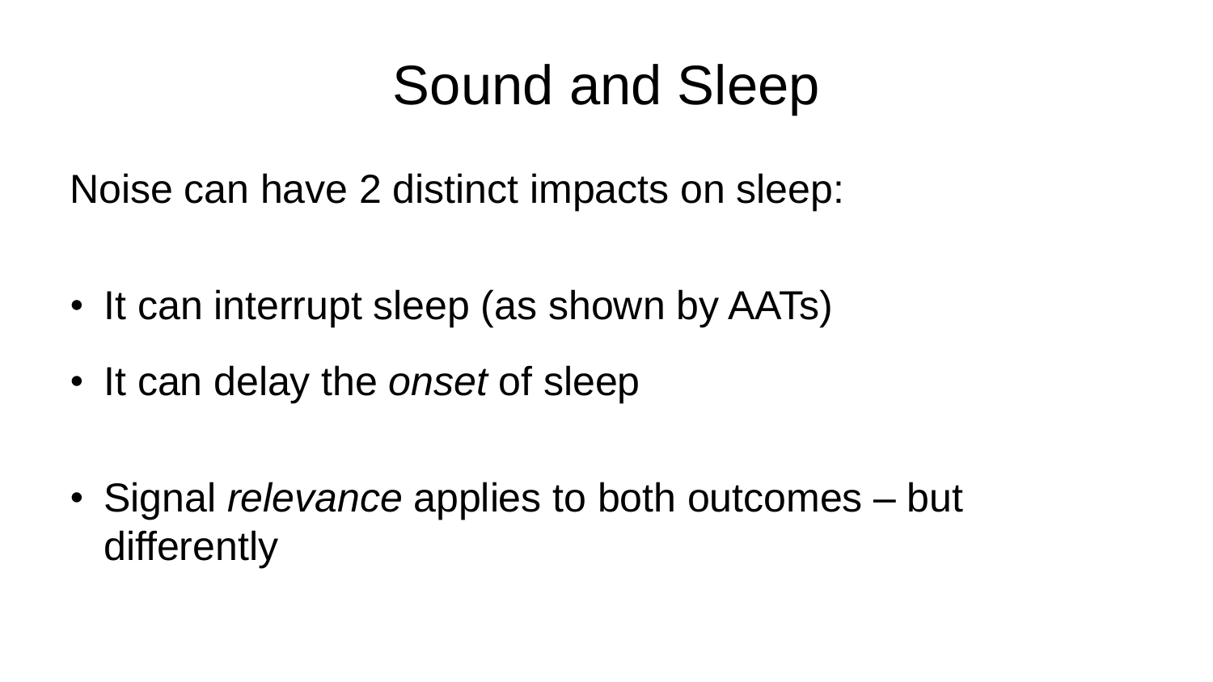# Sound and Sleep

Noise can have 2 distinct impacts on sleep:

- It can interrupt sleep (as shown by AATs)
- It can delay the *onset* of sleep

- Signal *relevance* applies to both outcomes – but differently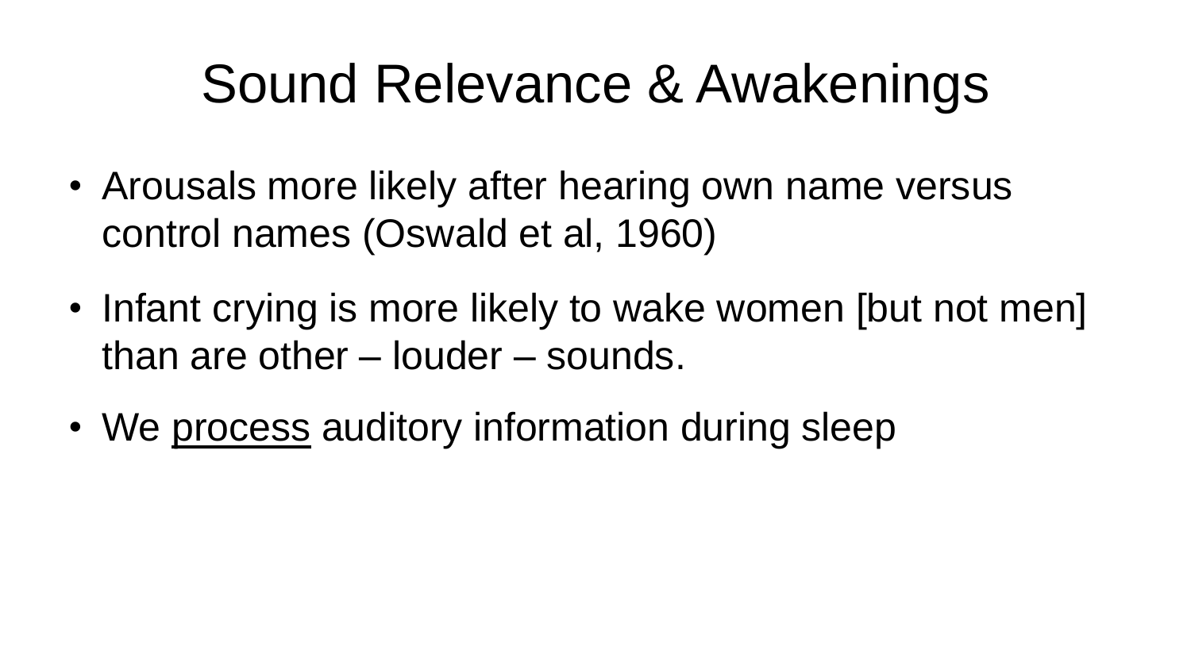# Sound Relevance & Awakenings

- Arousals more likely after hearing own name versus control names (Oswald et al, 1960)
- Infant crying is more likely to wake women [but not men] than are other – louder – sounds.
- We <u>process</u> auditory information during sleep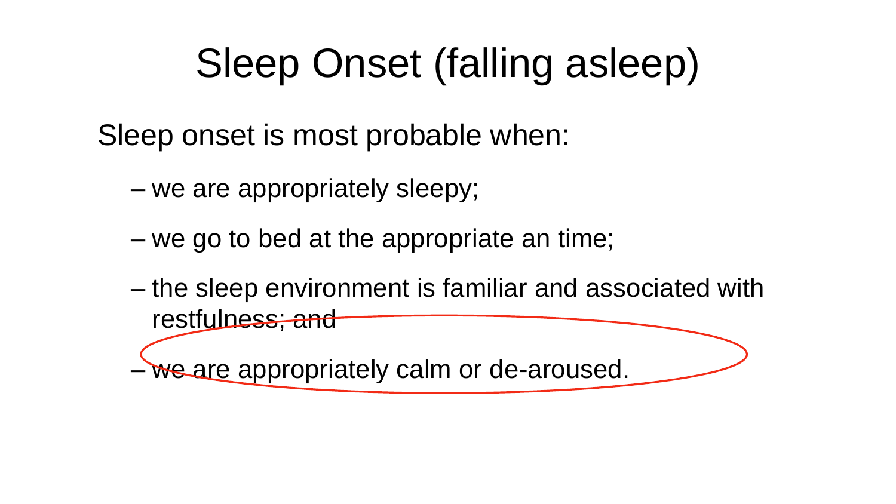# Sleep Onset (falling asleep)

Sleep onset is most probable when:

- we are appropriately sleepy;
- we go to bed at the appropriate an time;
- the sleep environment is familiar and associated with restfulness; and
- we are appropriately calm or de-aroused.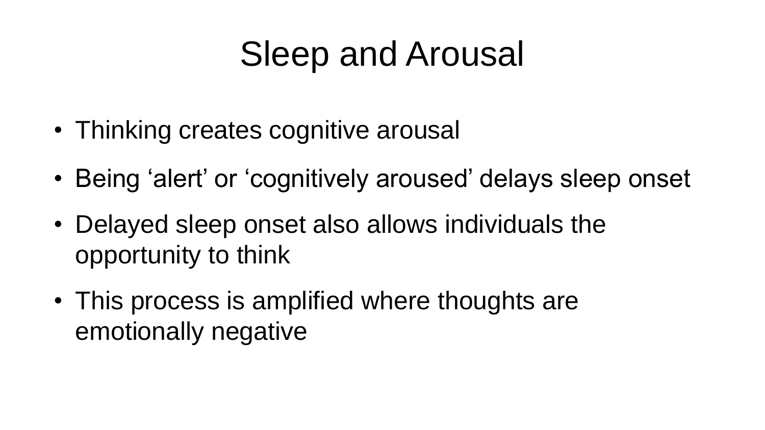# Sleep and Arousal

- Thinking creates cognitive arousal
- Being ‘alert’ or ‘cognitively aroused’ delays sleep onset
- Delayed sleep onset also allows individuals the opportunity to think
- This process is amplified where thoughts are emotionally negative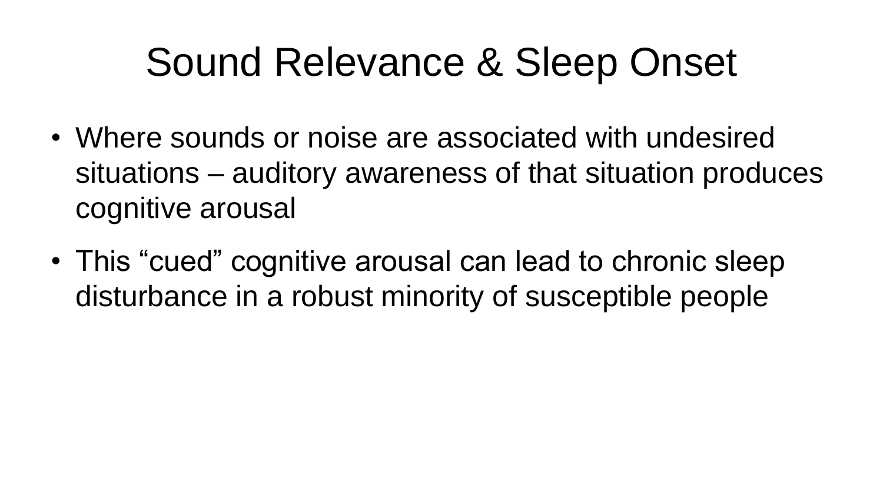# Sound Relevance & Sleep Onset

- Where sounds or noise are associated with undesired situations – auditory awareness of that situation produces cognitive arousal
- This "cued" cognitive arousal can lead to chronic sleep disturbance in a robust minority of susceptible people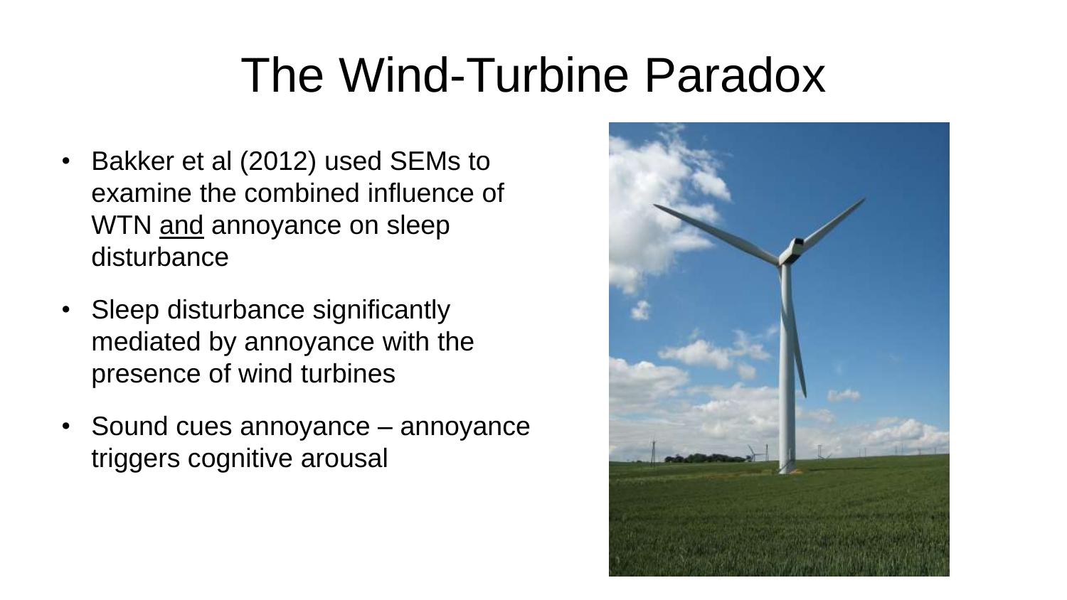# The Wind-Turbine Paradox

- Bakker et al (2012) used SEMs to examine the combined influence of WTN <u>and</u> annoyance on sleep disturbance
- Sleep disturbance significantly mediated by annoyance with the presence of wind turbines
- Sound cues annoyance – annoyance triggers cognitive arousal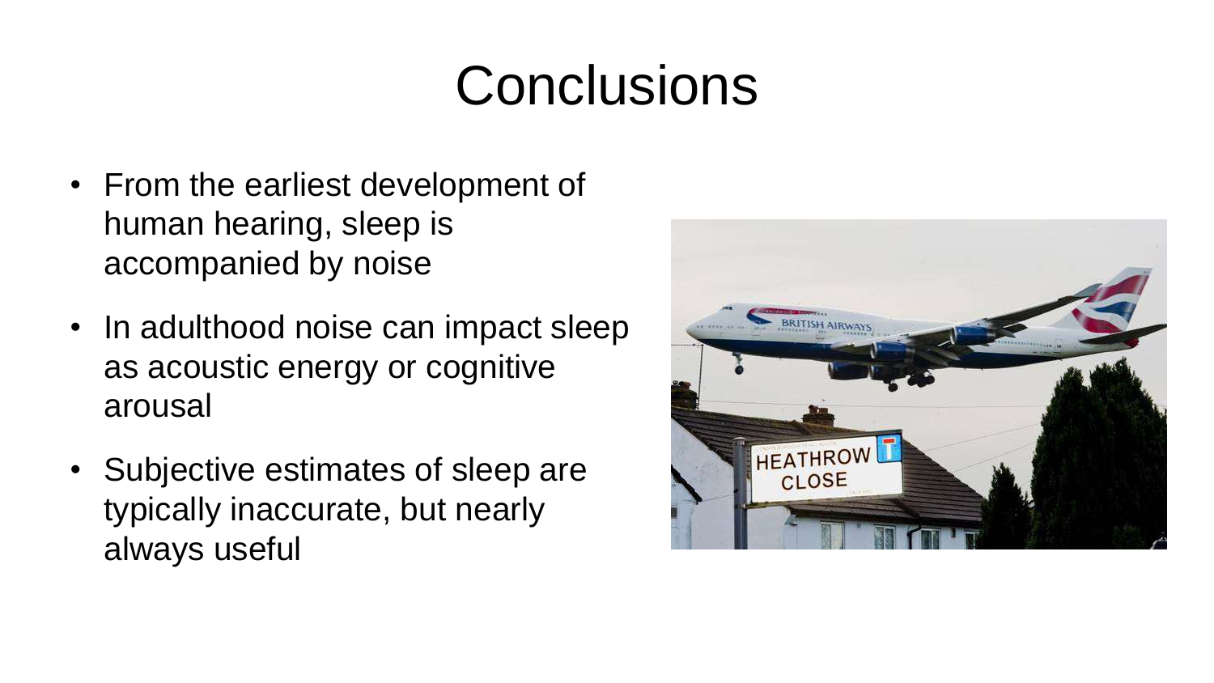# Conclusions

- From the earliest development of human hearing, sleep is accompanied by noise
- In adulthood noise can impact sleep as acoustic energy or cognitive arousal
- Subjective estimates of sleep are typically inaccurate, but nearly always useful